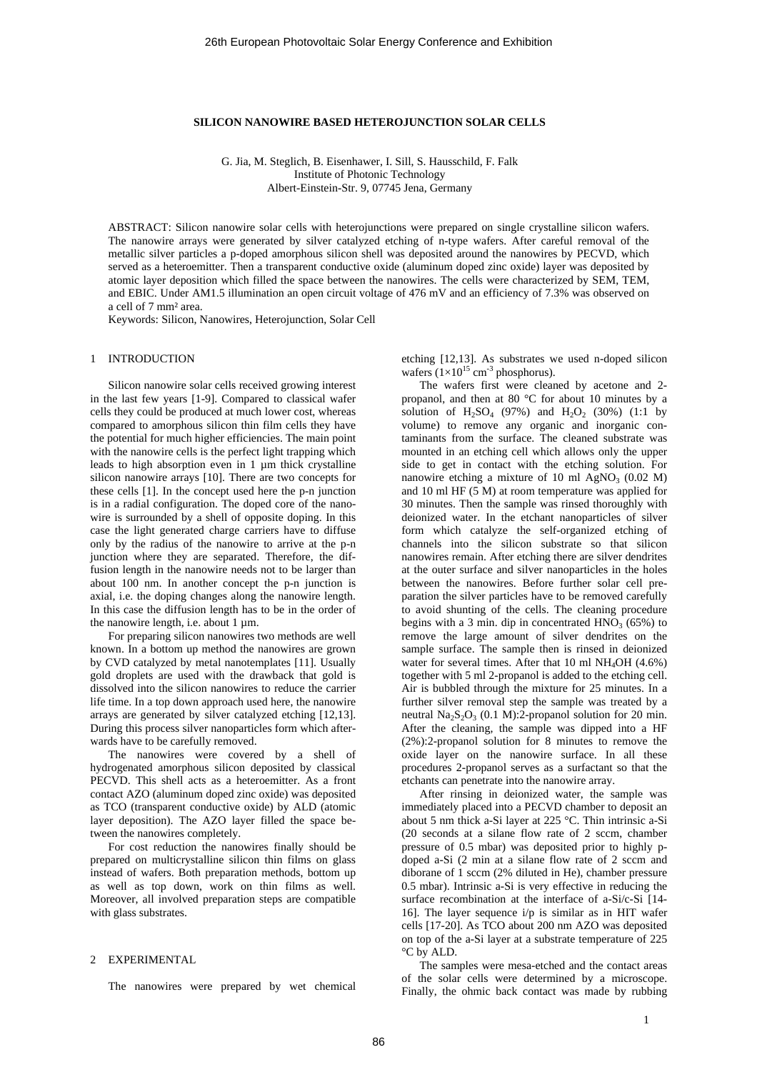# SILICON NANOWIRE BASED HETEROJUNCTION SOLAR CELLS

G. Jia, M. Steglich, B. Eisenhawer, I. Sill, S. Hausschild, F. Falk
Institute of Photonic Technology
Albert-Einstein-Str. 9, 07745 Jena, Germany

ABSTRACT: Silicon nanowire solar cells with heterojunctions were prepared on single crystalline silicon wafers. The nanowire arrays were generated by silver catalyzed etching of n-type wafers. After careful removal of the metallic silver particles a p-doped amorphous silicon shell was deposited around the nanowires by PECVD, which served as a heteroemitter. Then a transparent conductive oxide (aluminum doped zinc oxide) layer was deposited by atomic layer deposition which filled the space between the nanowires. The cells were characterized by SEM, TEM, and EBIC. Under AM1.5 illumination an open circuit voltage of 476 mV and an efficiency of 7.3% was observed on a cell of 7 mm² area.

Keywords: Silicon, Nanowires, Heterojunction, Solar Cell

## 1 INTRODUCTION

Silicon nanowire solar cells received growing interest in the last few years [1-9]. Compared to classical wafer cells they could be produced at much lower cost, whereas compared to amorphous silicon thin film cells they have the potential for much higher efficiencies. The main point with the nanowire cells is the perfect light trapping which leads to high absorption even in 1 µm thick crystalline silicon nanowire arrays [10]. There are two concepts for these cells [1]. In the concept used here the p-n junction is in a radial configuration. The doped core of the nanowire is surrounded by a shell of opposite doping. In this case the light generated charge carriers have to diffuse only by the radius of the nanowire to arrive at the p-n junction where they are separated. Therefore, the diffusion length in the nanowire needs not to be larger than about 100 nm. In another concept the p-n junction is axial, i.e. the doping changes along the nanowire length. In this case the diffusion length has to be in the order of the nanowire length, i.e. about 1 µm.

For preparing silicon nanowires two methods are well known. In a bottom up method the nanowires are grown by CVD catalyzed by metal nanotemplates [11]. Usually gold droplets are used with the drawback that gold is dissolved into the silicon nanowires to reduce the carrier life time. In a top down approach used here, the nanowire arrays are generated by silver catalyzed etching [12,13]. During this process silver nanoparticles form which afterwards have to be carefully removed.

The nanowires were covered by a shell of hydrogenated amorphous silicon deposited by classical PECVD. This shell acts as a heteroemitter. As a front contact AZO (aluminum doped zinc oxide) was deposited as TCO (transparent conductive oxide) by ALD (atomic layer deposition). The AZO layer filled the space between the nanowires completely.

For cost reduction the nanowires finally should be prepared on multicrystalline silicon thin films on glass instead of wafers. Both preparation methods, bottom up as well as top down, work on thin films as well. Moreover, all involved preparation steps are compatible with glass substrates.

## 2 EXPERIMENTAL

The nanowires were prepared by wet chemical etching [12,13]. As substrates we used n-doped silicon wafers ($1\times10^{15}$ cm$^{-3}$ phosphorus).

The wafers first were cleaned by acetone and 2-propanol, and then at 80 °C for about 10 minutes by a solution of $H_2SO_4$ (97%) and $H_2O_2$ (30%) (1:1 by volume) to remove any organic and inorganic contaminants from the surface. The cleaned substrate was mounted in an etching cell which allows only the upper side to get in contact with the etching solution. For nanowire etching a mixture of 10 ml $AgNO_3$ (0.02 M) and 10 ml HF (5 M) at room temperature was applied for 30 minutes. Then the sample was rinsed thoroughly with deionized water. In the etchant nanoparticles of silver form which catalyze the self-organized etching of channels into the silicon substrate so that silicon nanowires remain. After etching there are silver dendrites at the outer surface and silver nanoparticles in the holes between the nanowires. Before further solar cell preparation the silver particles have to be removed carefully to avoid shunting of the cells. The cleaning procedure begins with a 3 min. dip in concentrated $HNO_3$ (65%) to remove the large amount of silver dendrites on the sample surface. The sample then is rinsed in deionized water for several times. After that 10 ml $NH_4OH$ (4.6%) together with 5 ml 2-propanol is added to the etching cell. Air is bubbled through the mixture for 25 minutes. In a further silver removal step the sample was treated by a neutral $Na_2S_2O_3$ (0.1 M):2-propanol solution for 20 min. After the cleaning, the sample was dipped into a HF (2%):2-propanol solution for 8 minutes to remove the oxide layer on the nanowire surface. In all these procedures 2-propanol serves as a surfactant so that the etchants can penetrate into the nanowire array.

After rinsing in deionized water, the sample was immediately placed into a PECVD chamber to deposit an about 5 nm thick a-Si layer at 225 °C. Thin intrinsic a-Si (20 seconds at a silane flow rate of 2 sccm, chamber pressure of 0.5 mbar) was deposited prior to highly p-doped a-Si (2 min at a silane flow rate of 2 sccm and diborane of 1 sccm (2% diluted in He), chamber pressure 0.5 mbar). Intrinsic a-Si is very effective in reducing the surface recombination at the interface of a-Si/c-Si [14-16]. The layer sequence i/p is similar as in HIT wafer cells [17-20]. As TCO about 200 nm AZO was deposited on top of the a-Si layer at a substrate temperature of 225 °C by ALD.

The samples were mesa-etched and the contact areas of the solar cells were determined by a microscope. Finally, the ohmic back contact was made by rubbing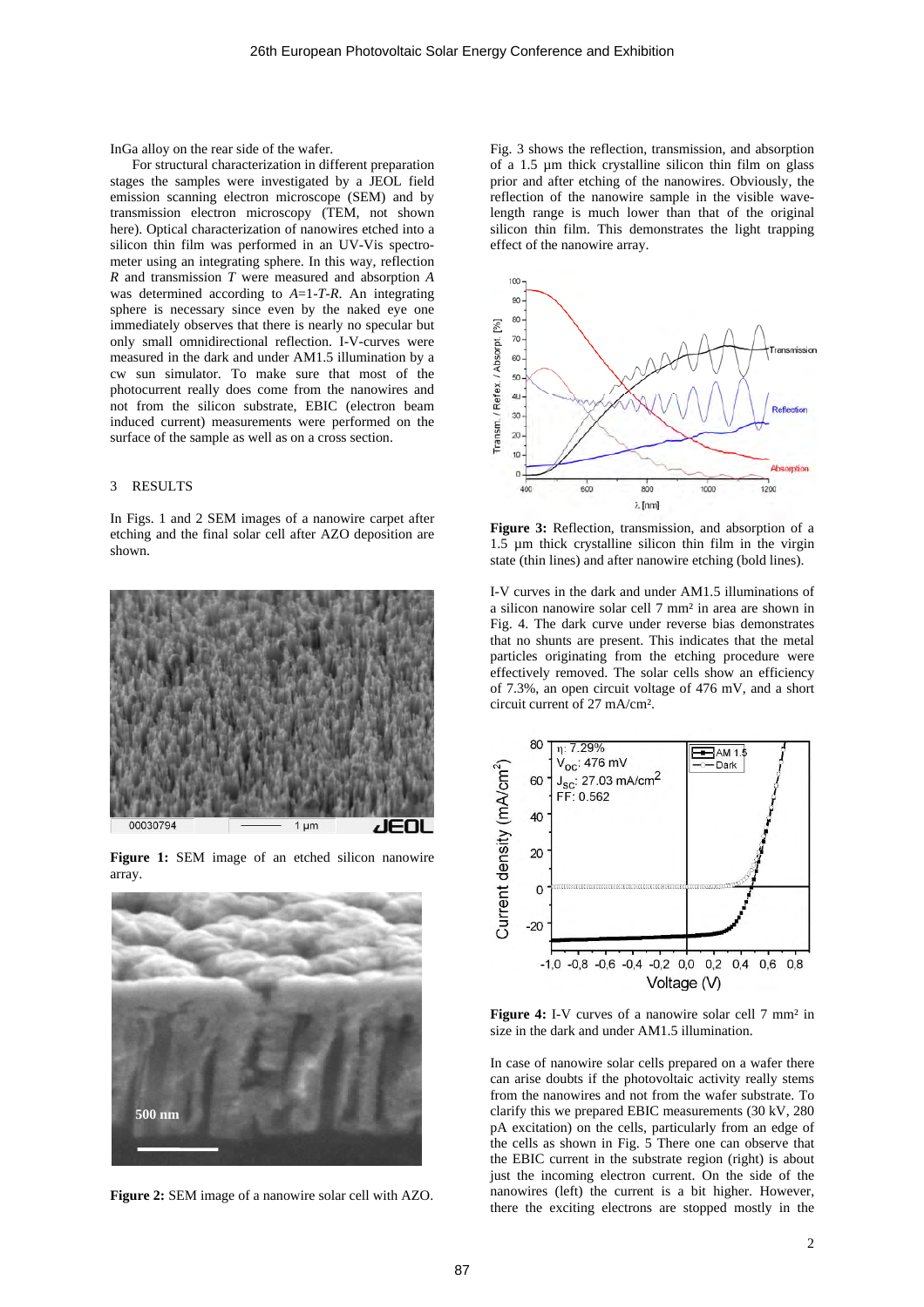InGa alloy on the rear side of the wafer.

For structural characterization in different preparation stages the samples were investigated by a JEOL field emission scanning electron microscope (SEM) and by transmission electron microscopy (TEM, not shown here). Optical characterization of nanowires etched into a silicon thin film was performed in an UV-Vis spectrometer using an integrating sphere. In this way, reflection *R* and transmission *T* were measured and absorption *A* was determined according to $A=1-T-R$. An integrating sphere is necessary since even by the naked eye one immediately observes that there is nearly no specular but only small omnidirectional reflection. I-V-curves were measured in the dark and under AM1.5 illumination by a cw sun simulator. To make sure that most of the photocurrent really does come from the nanowires and not from the silicon substrate, EBIC (electron beam induced current) measurements were performed on the surface of the sample as well as on a cross section.

## 3 RESULTS

In Figs. 1 and 2 SEM images of a nanowire carpet after etching and the final solar cell after AZO deposition are shown.

**Figure 1:** SEM image of an etched silicon nanowire array.

**Figure 2:** SEM image of a nanowire solar cell with AZO.

Fig. 3 shows the reflection, transmission, and absorption of a 1.5 µm thick crystalline silicon thin film on glass prior and after etching of the nanowires. Obviously, the reflection of the nanowire sample in the visible wavelength range is much lower than that of the original silicon thin film. This demonstrates the light trapping effect of the nanowire array.

**Figure 3:** Reflection, transmission, and absorption of a 1.5 µm thick crystalline silicon thin film in the virgin state (thin lines) and after nanowire etching (bold lines).

I-V curves in the dark and under AM1.5 illuminations of a silicon nanowire solar cell 7 mm² in area are shown in Fig. 4. The dark curve under reverse bias demonstrates that no shunts are present. This indicates that the metal particles originating from the etching procedure were effectively removed. The solar cells show an efficiency of 7.3%, an open circuit voltage of 476 mV, and a short circuit current of 27 mA/cm².

**Figure 4:** I-V curves of a nanowire solar cell 7 mm² in size in the dark and under AM1.5 illumination.

In case of nanowire solar cells prepared on a wafer there can arise doubts if the photovoltaic activity really stems from the nanowires and not from the wafer substrate. To clarify this we prepared EBIC measurements (30 kV, 280 pA excitation) on the cells, particularly from an edge of the cells as shown in Fig. 5 There one can observe that the EBIC current in the substrate region (right) is about just the incoming electron current. On the side of the nanowires (left) the current is a bit higher. However, there the exciting electrons are stopped mostly in the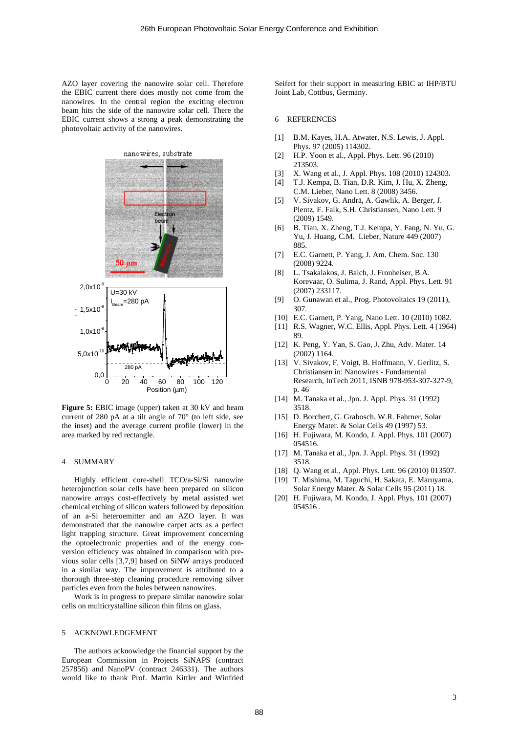AZO layer covering the nanowire solar cell. Therefore the EBIC current there does mostly not come from the nanowires. In the central region the exciting electron beam hits the side of the nanowire solar cell. There the EBIC current shows a strong a peak demonstrating the photovoltaic activity of the nanowires.

nanowires, substrate

Electron beam

50 µm

2,0x10$^{-9}$
1,5x10$^{-9}$
1,0x10$^{-9}$
5,0x10$^{-10}$
0,0

U=30 kV
$I_{Beam}$=280 pA

280 pA

0 20 40 60 80 100 120
Position (µm)

**Figure 5:** EBIC image (upper) taken at 30 kV and beam current of 280 pA at a tilt angle of 70° (to left side, see the inset) and the average current profile (lower) in the area marked by red rectangle.

## 4 SUMMARY

Highly efficient core-shell TCO/a-Si/Si nanowire heterojunction solar cells have been prepared on silicon nanowire arrays cost-effectively by metal assisted wet chemical etching of silicon wafers followed by deposition of an a-Si heteroemitter and an AZO layer. It was demonstrated that the nanowire carpet acts as a perfect light trapping structure. Great improvement concerning the optoelectronic properties and of the energy conversion efficiency was obtained in comparison with previous solar cells [3,7,9] based on SiNW arrays produced in a similar way. The improvement is attributed to a thorough three-step cleaning procedure removing silver particles even from the holes between nanowires.

Work is in progress to prepare similar nanowire solar cells on multicrystalline silicon thin films on glass.

## 5 ACKNOWLEDGEMENT

The authors acknowledge the financial support by the European Commission in Projects SiNAPS (contract 257856) and NanoPV (contract 246331). The authors would like to thank Prof. Martin Kittler and Winfried Seifert for their support in measuring EBIC at IHP/BTU Joint Lab, Cottbus, Germany.

## 6 REFERENCES

[1] B.M. Kayes, H.A. Atwater, N.S. Lewis, J. Appl. Phys. 97 (2005) 114302.
[2] H.P. Yoon et al., Appl. Phys. Lett. 96 (2010) 213503.
[3] X. Wang et al., J. Appl. Phys. 108 (2010) 124303.
[4] T.J. Kempa, B. Tian, D.R. Kim, J. Hu, X. Zheng, C.M. Lieber, Nano Lett. 8 (2008) 3456.
[5] V. Sivakov, G. Andrä, A. Gawlik, A. Berger, J. Plentz, F. Falk, S.H. Christiansen, Nano Lett. 9 (2009) 1549.
[6] B. Tian, X. Zheng, T.J. Kempa, Y. Fang, N. Yu, G. Yu, J. Huang, C.M. Lieber, Nature 449 (2007) 885.
[7] E.C. Garnett, P. Yang, J. Am. Chem. Soc. 130 (2008) 9224.
[8] L. Tsakalakos, J. Balch, J. Fronheiser, B.A. Korevaar, O. Sulima, J. Rand, Appl. Phys. Lett. 91 (2007) 233117.
[9] O. Gunawan et al., Prog. Photovoltaics 19 (2011), 307.
[10] E.C. Garnett, P. Yang, Nano Lett. 10 (2010) 1082.
[11] R.S. Wagner, W.C. Ellis, Appl. Phys. Lett. 4 (1964) 89.
[12] K. Peng, Y. Yan, S. Gao, J. Zhu, Adv. Mater. 14 (2002) 1164.
[13] V. Sivakov, F. Voigt, B. Hoffmann, V. Gerlitz, S. Christiansen in: Nanowires - Fundamental Research, InTech 2011, ISBN 978-953-307-327-9, p. 46
[14] M. Tanaka et al., Jpn. J. Appl. Phys. 31 (1992) 3518.
[15] D. Borchert, G. Grabosch, W.R. Fahrner, Solar Energy Mater. & Solar Cells 49 (1997) 53.
[16] H. Fujiwara, M. Kondo, J. Appl. Phys. 101 (2007) 054516.
[17] M. Tanaka et al., Jpn. J. Appl. Phys. 31 (1992) 3518.
[18] Q. Wang et al., Appl. Phys. Lett. 96 (2010) 013507.
[19] T. Mishima, M. Taguchi, H. Sakata, E. Maruyama, Solar Energy Mater. & Solar Cells 95 (2011) 18.
[20] H. Fujiwara, M. Kondo, J. Appl. Phys. 101 (2007) 054516 .